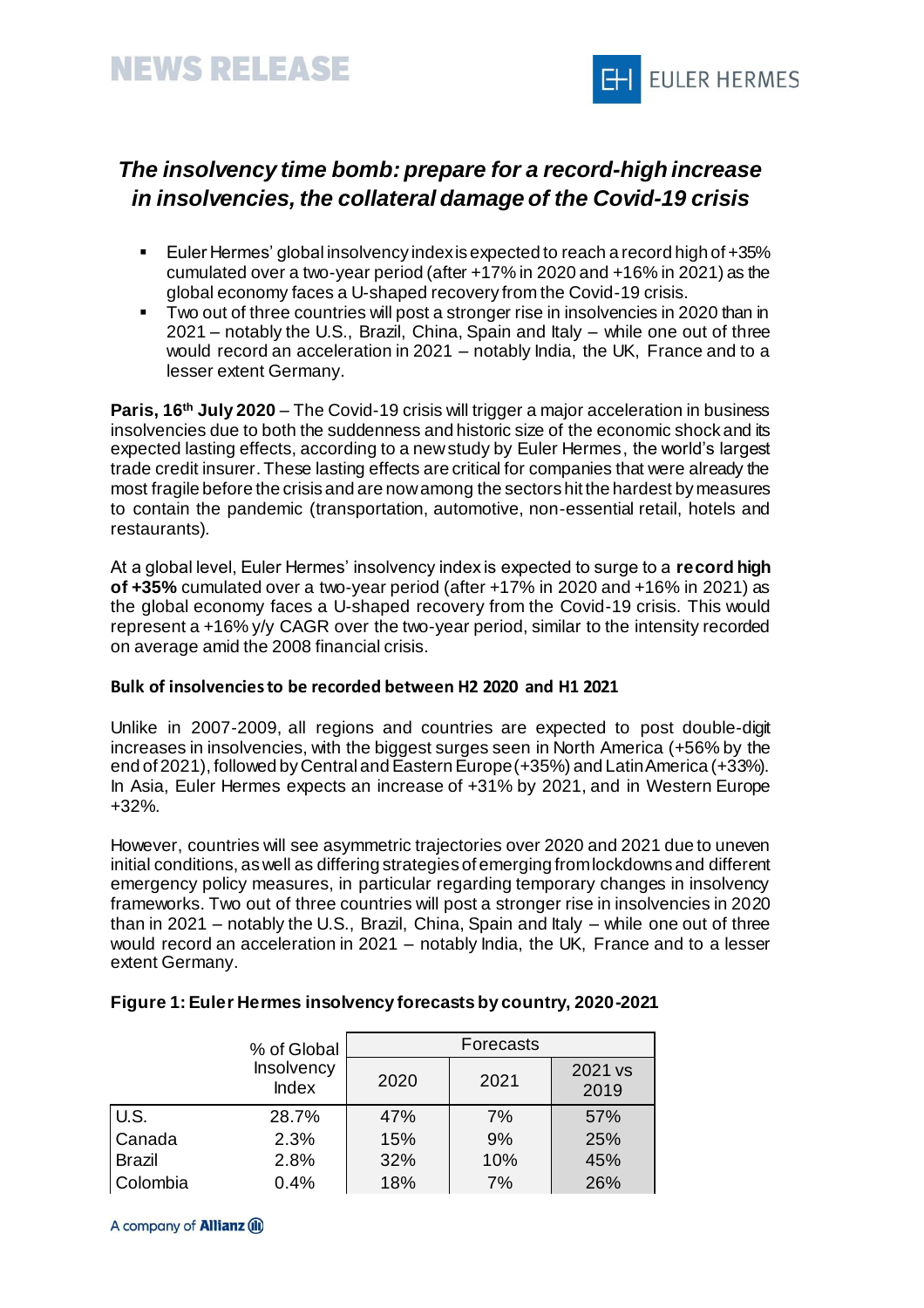# NEWS RELEASE

## *The insolvency time bomb: prepare for a record-high increase in insolvencies, the collateral damage of the Covid-19 crisis*

- Euler Hermes' global insolvency index is expected to reach a record high of +35% cumulated over a two-year period (after +17% in 2020 and +16% in 2021) as the global economy faces a U-shaped recovery from the Covid-19 crisis.
- Two out of three countries will post a stronger rise in insolvencies in 2020 than in 2021 – notably the U.S., Brazil, China, Spain and Italy – while one out of three would record an acceleration in 2021 – notably India, the UK, France and to a lesser extent Germany.

**Paris, 16th July 2020** – The Covid-19 crisis will trigger a major acceleration in business insolvencies due to both the suddenness and historic size of the economic shock and its expected lasting effects, according to a new study by Euler Hermes, the world's largest trade credit insurer. These lasting effects are critical for companies that were already the most fragile before the crisis and are now among the sectors hit the hardest by measures to contain the pandemic (transportation, automotive, non-essential retail, hotels and restaurants).

At a global level, Euler Hermes' insolvency index is expected to surge to a **record high of +35%** cumulated over a two-year period (after +17% in 2020 and +16% in 2021) as the global economy faces a U-shaped recovery from the Covid-19 crisis. This would represent a +16% y/y CAGR over the two-year period, similar to the intensity recorded on average amid the 2008 financial crisis.

### Bulk of insolvencies to be recorded between H2 2020 and H1 2021

Unlike in 2007-2009, all regions and countries are expected to post double-digit increases in insolvencies, with the biggest surges seen in North America (+56% by the end of 2021), followed by Central and Eastern Europe (+35%) and Latin America (+33%). In Asia, Euler Hermes expects an increase of +31% by 2021, and in Western Europe +32%.

However, countries will see asymmetric trajectories over 2020 and 2021 due to uneven initial conditions, as well as differing strategies of emerging from lockdowns and different emergency policy measures, in particular regarding temporary changes in insolvency frameworks. Two out of three countries will post a stronger rise in insolvencies in 2020 than in 2021 – notably the U.S., Brazil, China, Spain and Italy – while one out of three would record an acceleration in 2021 – notably India, the UK, France and to a lesser extent Germany.

**Figure 1: Euler Hermes insolvency forecasts by country, 2020-2021**

| | % of Global Insolvency Index | Forecasts | | |
|---|---|---|---|---|
| | | 2020 | 2021 | 2021 vs 2019 |
| U.S. | 28.7% | 47% | 7% | 57% |
| Canada | 2.3% | 15% | 9% | 25% |
| Brazil | 2.8% | 32% | 10% | 45% |
| Colombia | 0.4% | 18% | 7% | 26% |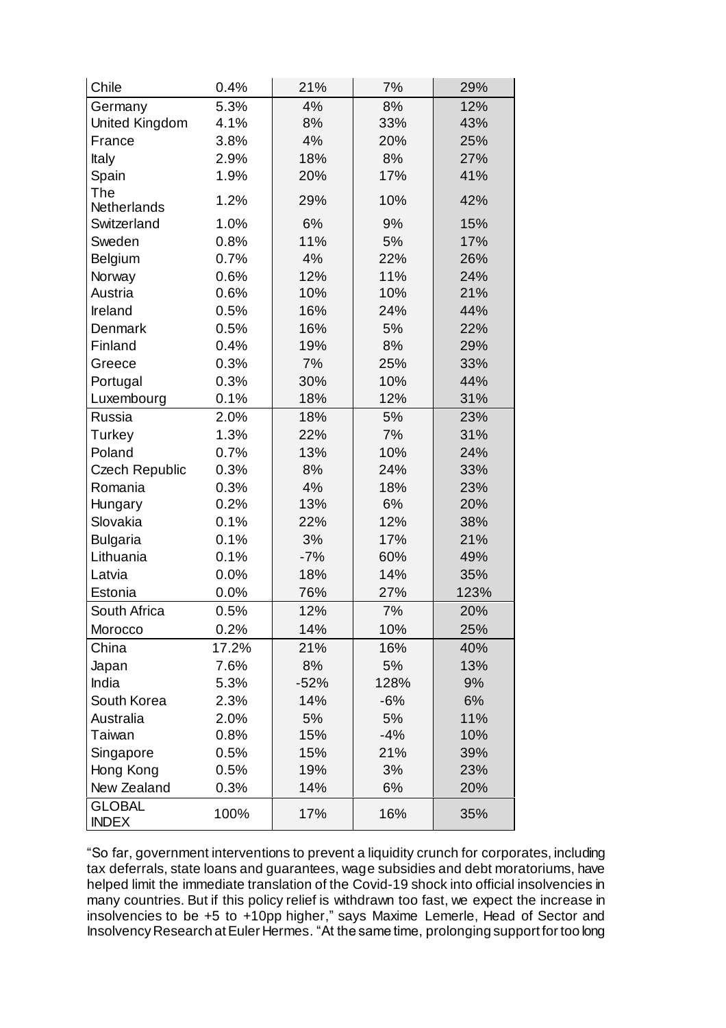| | | | | |
|---|---|---|---|---|
| Chile | 0.4% | 21% | 7% | 29% |
| Germany | 5.3% | 4% | 8% | 12% |
| United Kingdom | 4.1% | 8% | 33% | 43% |
| France | 3.8% | 4% | 20% | 25% |
| Italy | 2.9% | 18% | 8% | 27% |
| Spain | 1.9% | 20% | 17% | 41% |
| The Netherlands | 1.2% | 29% | 10% | 42% |
| Switzerland | 1.0% | 6% | 9% | 15% |
| Sweden | 0.8% | 11% | 5% | 17% |
| Belgium | 0.7% | 4% | 22% | 26% |
| Norway | 0.6% | 12% | 11% | 24% |
| Austria | 0.6% | 10% | 10% | 21% |
| Ireland | 0.5% | 16% | 24% | 44% |
| Denmark | 0.5% | 16% | 5% | 22% |
| Finland | 0.4% | 19% | 8% | 29% |
| Greece | 0.3% | 7% | 25% | 33% |
| Portugal | 0.3% | 30% | 10% | 44% |
| Luxembourg | 0.1% | 18% | 12% | 31% |
| Russia | 2.0% | 18% | 5% | 23% |
| Turkey | 1.3% | 22% | 7% | 31% |
| Poland | 0.7% | 13% | 10% | 24% |
| Czech Republic | 0.3% | 8% | 24% | 33% |
| Romania | 0.3% | 4% | 18% | 23% |
| Hungary | 0.2% | 13% | 6% | 20% |
| Slovakia | 0.1% | 22% | 12% | 38% |
| Bulgaria | 0.1% | 3% | 17% | 21% |
| Lithuania | 0.1% | -7% | 60% | 49% |
| Latvia | 0.0% | 18% | 14% | 35% |
| Estonia | 0.0% | 76% | 27% | 123% |
| South Africa | 0.5% | 12% | 7% | 20% |
| Morocco | 0.2% | 14% | 10% | 25% |
| China | 17.2% | 21% | 16% | 40% |
| Japan | 7.6% | 8% | 5% | 13% |
| India | 5.3% | -52% | 128% | 9% |
| South Korea | 2.3% | 14% | -6% | 6% |
| Australia | 2.0% | 5% | 5% | 11% |
| Taiwan | 0.8% | 15% | -4% | 10% |
| Singapore | 0.5% | 15% | 21% | 39% |
| Hong Kong | 0.5% | 19% | 3% | 23% |
| New Zealand | 0.3% | 14% | 6% | 20% |
| GLOBAL INDEX | 100% | 17% | 16% | 35% |

"So far, government interventions to prevent a liquidity crunch for corporates, including tax deferrals, state loans and guarantees, wage subsidies and debt moratoriums, have helped limit the immediate translation of the Covid-19 shock into official insolvencies in many countries. But if this policy relief is withdrawn too fast, we expect the increase in insolvencies to be +5 to +10pp higher," says Maxime Lemerle, Head of Sector and Insolvency Research at Euler Hermes. "At the same time, prolonging support for too long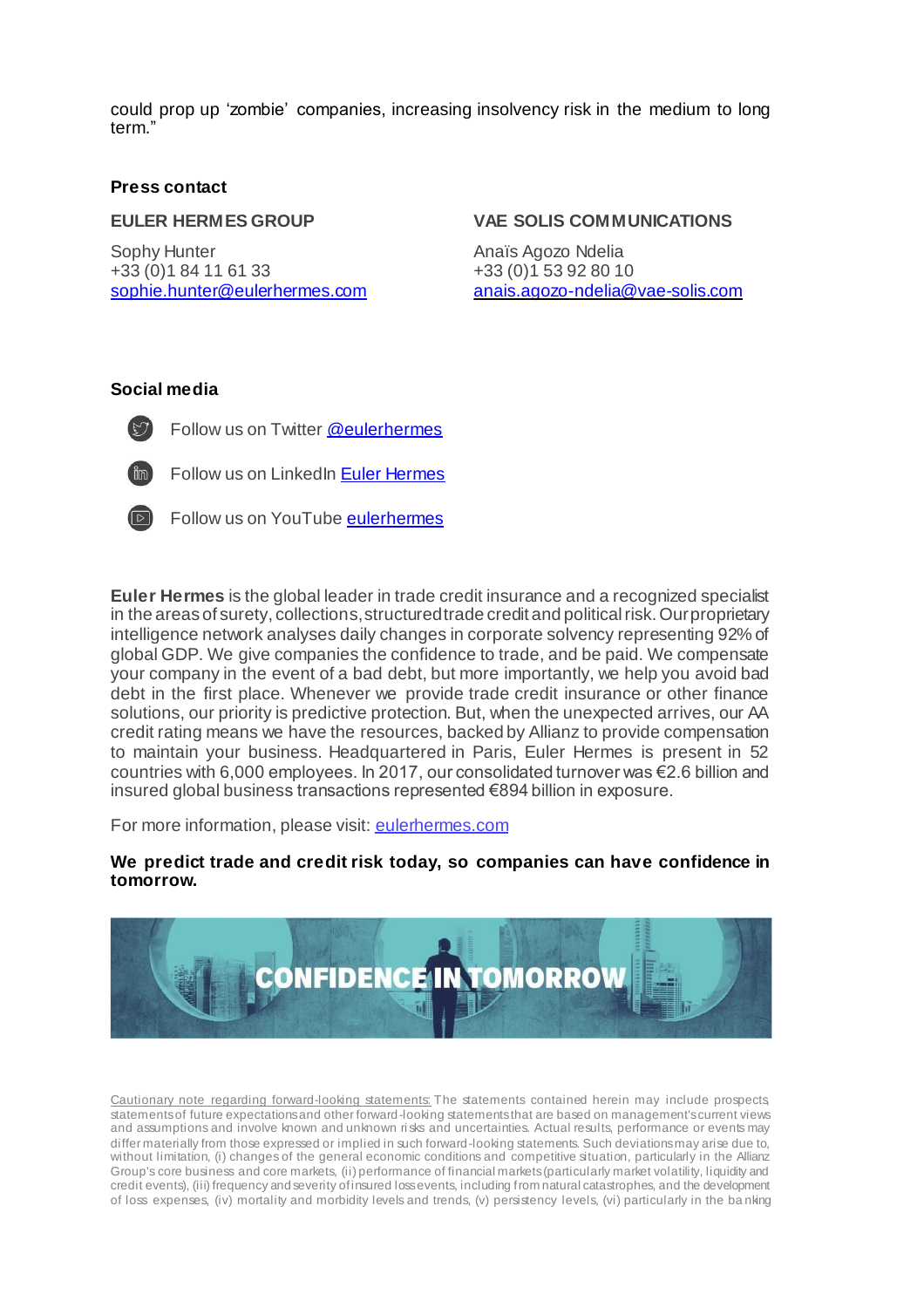could prop up ‘zombie’ companies, increasing insolvency risk in the medium to long term.”

**Press contact**

**EULER HERMES GROUP**

Sophy Hunter
+33 (0)1 84 11 61 33
sophie.hunter@eulerhermes.com

**VAE SOLIS COMMUNICATIONS**

Anaïs Agozo Ndelia
+33 (0)1 53 92 80 10
anais.agozo-ndelia@vae-solis.com

**Social media**

Follow us on Twitter @eulerhermes

Follow us on LinkedIn Euler Hermes

Follow us on YouTube eulerhermes

**Euler Hermes** is the global leader in trade credit insurance and a recognized specialist in the areas of surety, collections, structured trade credit and political risk. Our proprietary intelligence network analyses daily changes in corporate solvency representing 92% of global GDP. We give companies the confidence to trade, and be paid. We compensate your company in the event of a bad debt, but more importantly, we help you avoid bad debt in the first place. Whenever we provide trade credit insurance or other finance solutions, our priority is predictive protection. But, when the unexpected arrives, our AA credit rating means we have the resources, backed by Allianz to provide compensation to maintain your business. Headquartered in Paris, Euler Hermes is present in 52 countries with 6,000 employees. In 2017, our consolidated turnover was €2.6 billion and insured global business transactions represented €894 billion in exposure.

For more information, please visit: eulerhermes.com

**We predict trade and credit risk today, so companies can have confidence in tomorrow.**

CONFIDENCE IN TOMORROW

Cautionary note regarding forward-looking statements: The statements contained herein may include prospects, statements of future expectations and other forward-looking statements that are based on management's current views and assumptions and involve known and unknown risks and uncertainties. Actual results, performance or events may differ materially from those expressed or implied in such forward-looking statements. Such deviations may arise due to, without limitation, (i) changes of the general economic conditions and competitive situation, particularly in the Allianz Group's core business and core markets, (ii) performance of financial markets (particularly market volatility, liquidity and credit events), (iii) frequency and severity of insured loss events, including from natural catastrophes, and the development of loss expenses, (iv) mortality and morbidity levels and trends, (v) persistency levels, (vi) particularly in the banking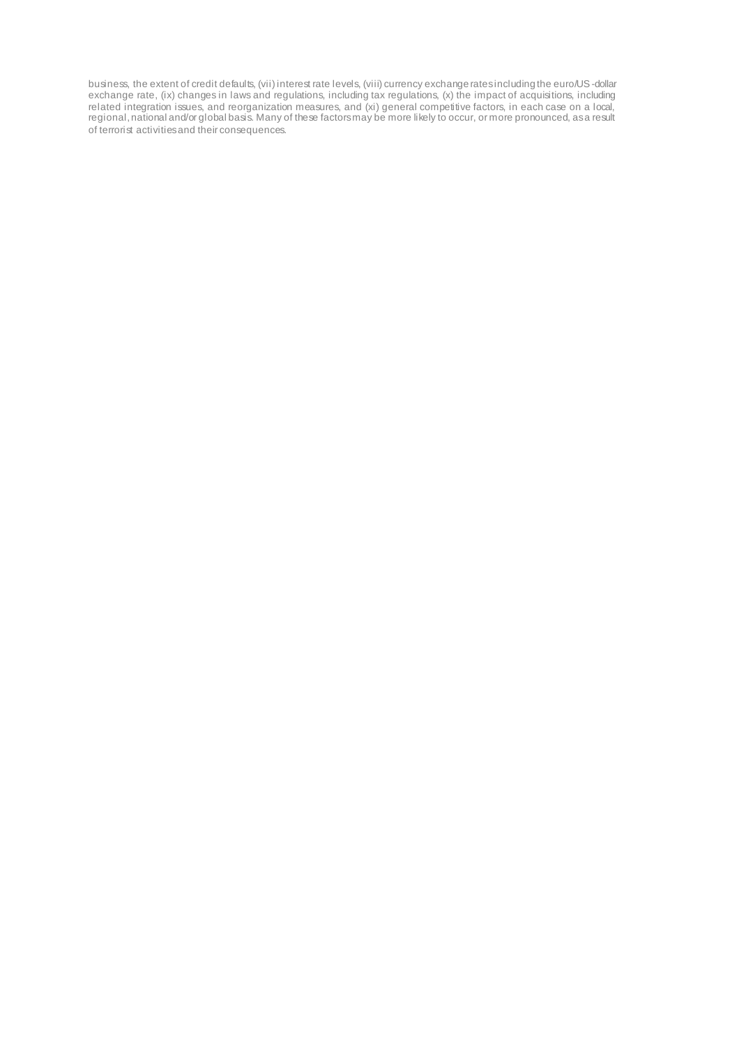business, the extent of credit defaults, (vii) interest rate levels, (viii) currency exchange rates including the euro/US-dollar exchange rate, (ix) changes in laws and regulations, including tax regulations, (x) the impact of acquisitions, including related integration issues, and reorganization measures, and (xi) general competitive factors, in each case on a local, regional, national and/or global basis. Many of these factors may be more likely to occur, or more pronounced, as a result of terrorist activities and their consequences.